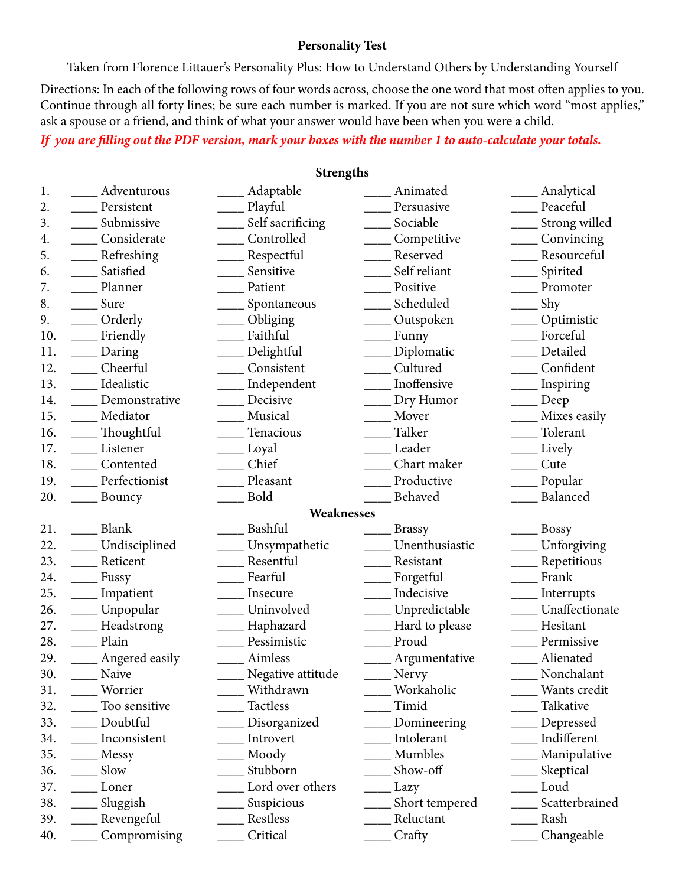# Personality Test

Taken from Florence Littauer's Personality Plus: How to Understand Others by Understanding Yourself

Directions: In each of the following rows of four words across, choose the one word that most often applies to you. Continue through all forty lines; be sure each number is marked. If you are not sure which word "most applies," ask a spouse or a friend, and think of what your answer would have been when you were a child.

***If you are filling out the PDF version, mark your boxes with the number 1 to auto-calculate your totals.***

## Strengths

| # | | | | |
|---|---|---|---|---|
| 1. | ____ Adventurous | ____ Adaptable | ____ Animated | ____ Analytical |
| 2. | ____ Persistent | ____ Playful | ____ Persuasive | ____ Peaceful |
| 3. | ____ Submissive | ____ Self sacrificing | ____ Sociable | ____ Strong willed |
| 4. | ____ Considerate | ____ Controlled | ____ Competitive | ____ Convincing |
| 5. | ____ Refreshing | ____ Respectful | ____ Reserved | ____ Resourceful |
| 6. | ____ Satisfied | ____ Sensitive | ____ Self reliant | ____ Spirited |
| 7. | ____ Planner | ____ Patient | ____ Positive | ____ Promoter |
| 8. | ____ Sure | ____ Spontaneous | ____ Scheduled | ____ Shy |
| 9. | ____ Orderly | ____ Obliging | ____ Outspoken | ____ Optimistic |
| 10. | ____ Friendly | ____ Faithful | ____ Funny | ____ Forceful |
| 11. | ____ Daring | ____ Delightful | ____ Diplomatic | ____ Detailed |
| 12. | ____ Cheerful | ____ Consistent | ____ Cultured | ____ Confident |
| 13. | ____ Idealistic | ____ Independent | ____ Inoffensive | ____ Inspiring |
| 14. | ____ Demonstrative | ____ Decisive | ____ Dry Humor | ____ Deep |
| 15. | ____ Mediator | ____ Musical | ____ Mover | ____ Mixes easily |
| 16. | ____ Thoughtful | ____ Tenacious | ____ Talker | ____ Tolerant |
| 17. | ____ Listener | ____ Loyal | ____ Leader | ____ Lively |
| 18. | ____ Contented | ____ Chief | ____ Chart maker | ____ Cute |
| 19. | ____ Perfectionist | ____ Pleasant | ____ Productive | ____ Popular |
| 20. | ____ Bouncy | ____ Bold | ____ Behaved | ____ Balanced |

## Weaknesses

| # | | | | |
|---|---|---|---|---|
| 21. | ____ Blank | ____ Bashful | ____ Brassy | ____ Bossy |
| 22. | ____ Undisciplined | ____ Unsympathetic | ____ Unenthusiastic | ____ Unforgiving |
| 23. | ____ Reticent | ____ Resentful | ____ Resistant | ____ Repetitious |
| 24. | ____ Fussy | ____ Fearful | ____ Forgetful | ____ Frank |
| 25. | ____ Impatient | ____ Insecure | ____ Indecisive | ____ Interrupts |
| 26. | ____ Unpopular | ____ Uninvolved | ____ Unpredictable | ____ Unaffectionate |
| 27. | ____ Headstrong | ____ Haphazard | ____ Hard to please | ____ Hesitant |
| 28. | ____ Plain | ____ Pessimistic | ____ Proud | ____ Permissive |
| 29. | ____ Angered easily | ____ Aimless | ____ Argumentative | ____ Alienated |
| 30. | ____ Naive | ____ Negative attitude | ____ Nervy | ____ Nonchalant |
| 31. | ____ Worrier | ____ Withdrawn | ____ Workaholic | ____ Wants credit |
| 32. | ____ Too sensitive | ____ Tactless | ____ Timid | ____ Talkative |
| 33. | ____ Doubtful | ____ Disorganized | ____ Domineering | ____ Depressed |
| 34. | ____ Inconsistent | ____ Introvert | ____ Intolerant | ____ Indifferent |
| 35. | ____ Messy | ____ Moody | ____ Mumbles | ____ Manipulative |
| 36. | ____ Slow | ____ Stubborn | ____ Show-off | ____ Skeptical |
| 37. | ____ Loner | ____ Lord over others | ____ Lazy | ____ Loud |
| 38. | ____ Sluggish | ____ Suspicious | ____ Short tempered | ____ Scatterbrained |
| 39. | ____ Revengeful | ____ Restless | ____ Reluctant | ____ Rash |
| 40. | ____ Compromising | ____ Critical | ____ Crafty | ____ Changeable |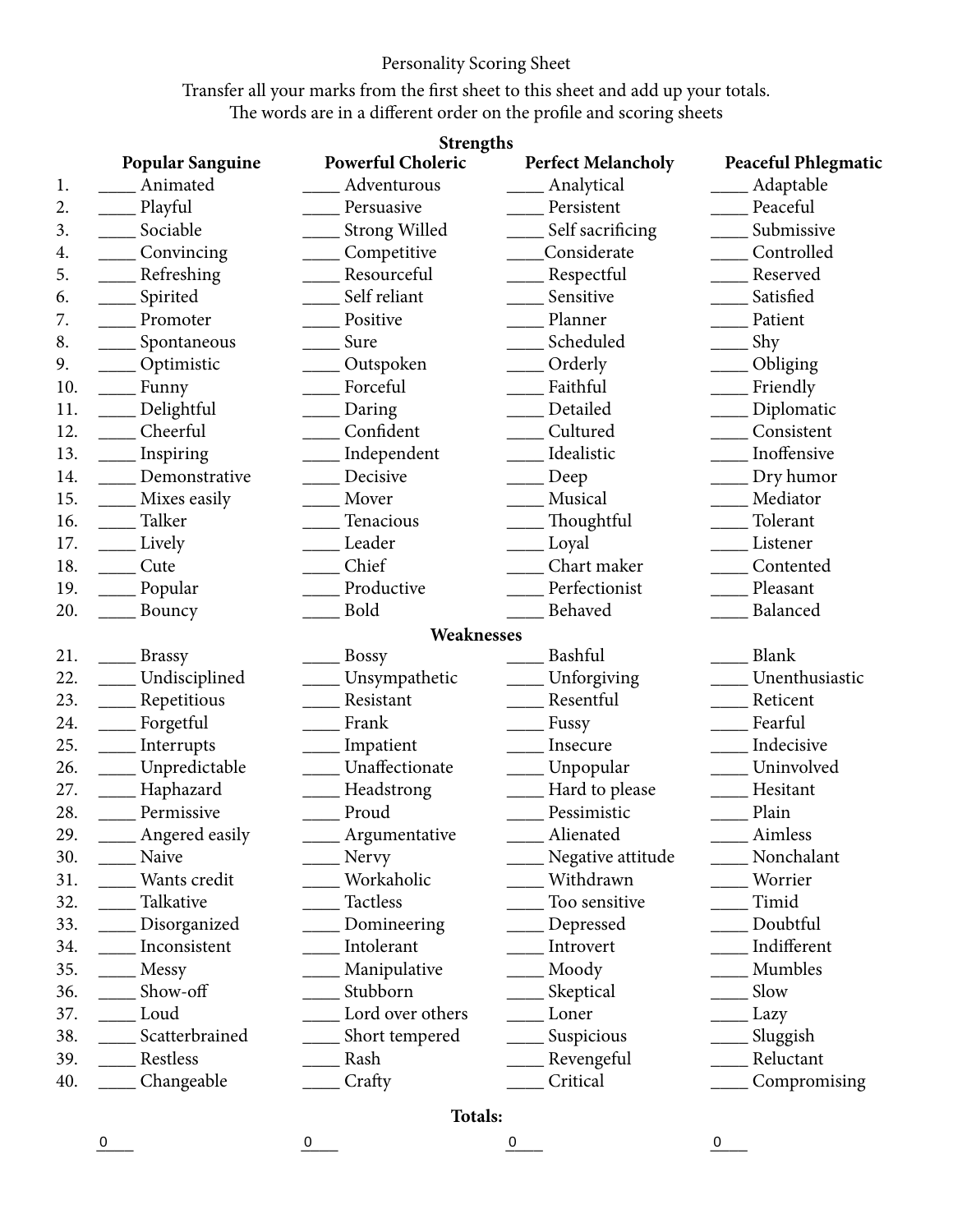Personality Scoring Sheet

Transfer all your marks from the first sheet to this sheet and add up your totals.
The words are in a different order on the profile and scoring sheets

**Strengths**

| | **Popular Sanguine** | **Powerful Choleric** | **Perfect Melancholy** | **Peaceful Phlegmatic** |
|---|---|---|---|---|
| 1. | ____ Animated | ____ Adventurous | ____ Analytical | ____ Adaptable |
| 2. | ____ Playful | ____ Persuasive | ____ Persistent | ____ Peaceful |
| 3. | ____ Sociable | ____ Strong Willed | ____ Self sacrificing | ____ Submissive |
| 4. | ____ Convincing | ____ Competitive | ____Considerate | ____ Controlled |
| 5. | ____ Refreshing | ____ Resourceful | ____ Respectful | ____ Reserved |
| 6. | ____ Spirited | ____ Self reliant | ____ Sensitive | ____ Satisfied |
| 7. | ____ Promoter | ____ Positive | ____ Planner | ____ Patient |
| 8. | ____ Spontaneous | ____ Sure | ____ Scheduled | ____ Shy |
| 9. | ____ Optimistic | ____ Outspoken | ____ Orderly | ____ Obliging |
| 10. | ____ Funny | ____ Forceful | ____ Faithful | ____ Friendly |
| 11. | ____ Delightful | ____ Daring | ____ Detailed | ____ Diplomatic |
| 12. | ____ Cheerful | ____ Confident | ____ Cultured | ____ Consistent |
| 13. | ____ Inspiring | ____ Independent | ____ Idealistic | ____ Inoffensive |
| 14. | ____ Demonstrative | ____ Decisive | ____ Deep | ____ Dry humor |
| 15. | ____ Mixes easily | ____ Mover | ____ Musical | ____ Mediator |
| 16. | ____ Talker | ____ Tenacious | ____ Thoughtful | ____ Tolerant |
| 17. | ____ Lively | ____ Leader | ____ Loyal | ____ Listener |
| 18. | ____ Cute | ____ Chief | ____ Chart maker | ____ Contented |
| 19. | ____ Popular | ____ Productive | ____ Perfectionist | ____ Pleasant |
| 20. | ____ Bouncy | ____ Bold | ____ Behaved | ____ Balanced |

**Weaknesses**

| | **Popular Sanguine** | **Powerful Choleric** | **Perfect Melancholy** | **Peaceful Phlegmatic** |
|---|---|---|---|---|
| 21. | ____ Brassy | ____ Bossy | ____ Bashful | ____ Blank |
| 22. | ____ Undisciplined | ____ Unsympathetic | ____ Unforgiving | ____ Unenthusiastic |
| 23. | ____ Repetitious | ____ Resistant | ____ Resentful | ____ Reticent |
| 24. | ____ Forgetful | ____ Frank | ____ Fussy | ____ Fearful |
| 25. | ____ Interrupts | ____ Impatient | ____ Insecure | ____ Indecisive |
| 26. | ____ Unpredictable | ____ Unaffectionate | ____ Unpopular | ____ Uninvolved |
| 27. | ____ Haphazard | ____ Headstrong | ____ Hard to please | ____ Hesitant |
| 28. | ____ Permissive | ____ Proud | ____ Pessimistic | ____ Plain |
| 29. | ____ Angered easily | ____ Argumentative | ____ Alienated | ____ Aimless |
| 30. | ____ Naive | ____ Nervy | ____ Negative attitude | ____ Nonchalant |
| 31. | ____ Wants credit | ____ Workaholic | ____ Withdrawn | ____ Worrier |
| 32. | ____ Talkative | ____ Tactless | ____ Too sensitive | ____ Timid |
| 33. | ____ Disorganized | ____ Domineering | ____ Depressed | ____ Doubtful |
| 34. | ____ Inconsistent | ____ Intolerant | ____ Introvert | ____ Indifferent |
| 35. | ____ Messy | ____ Manipulative | ____ Moody | ____ Mumbles |
| 36. | ____ Show-off | ____ Stubborn | ____ Skeptical | ____ Slow |
| 37. | ____ Loud | ____ Lord over others | ____ Loner | ____ Lazy |
| 38. | ____ Scatterbrained | ____ Short tempered | ____ Suspicious | ____ Sluggish |
| 39. | ____ Restless | ____ Rash | ____ Revengeful | ____ Reluctant |
| 40. | ____ Changeable | ____ Crafty | ____ Critical | ____ Compromising |

**Totals:**

| Popular Sanguine | Powerful Choleric | Perfect Melancholy | Peaceful Phlegmatic |
|---|---|---|---|
| 0 | 0 | 0 | 0 |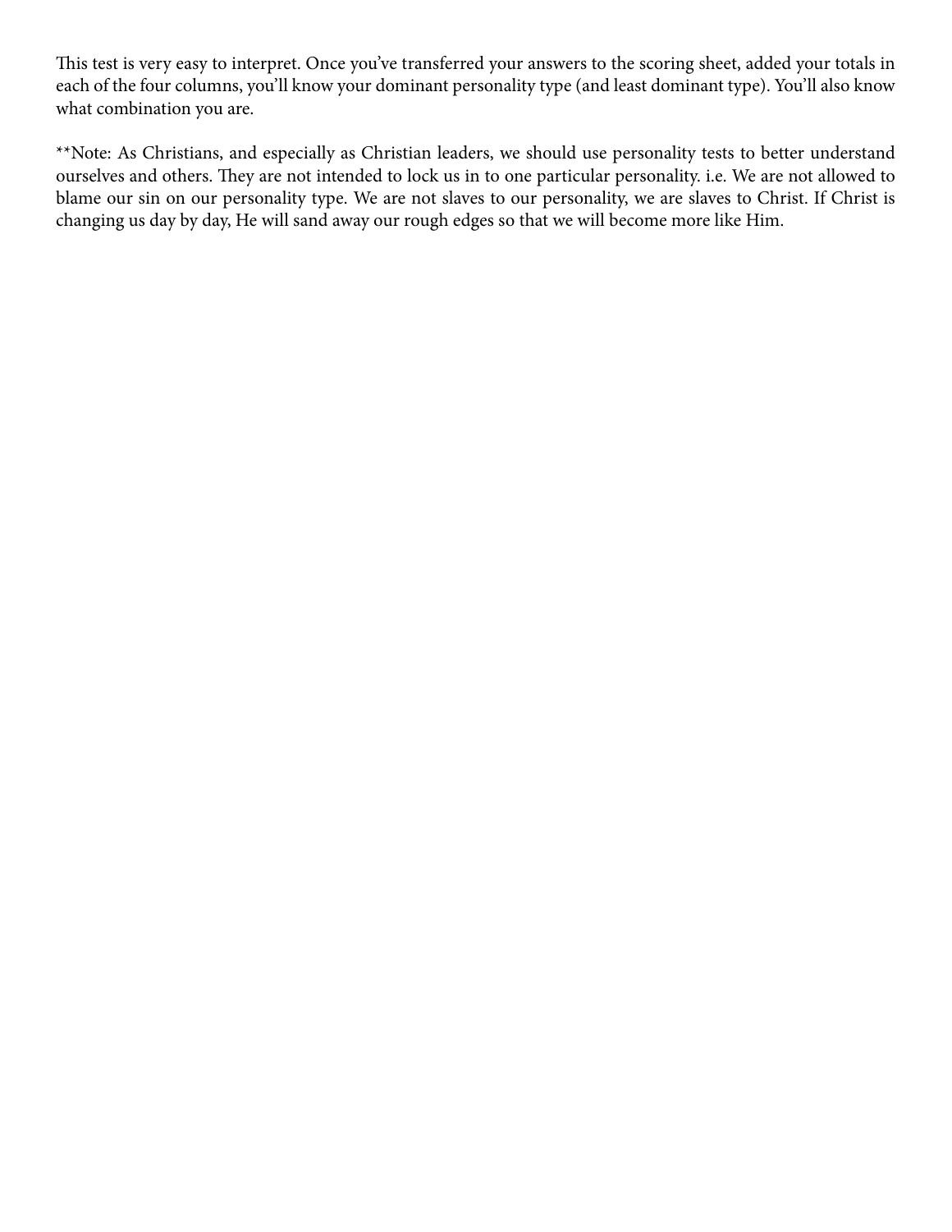This test is very easy to interpret. Once you've transferred your answers to the scoring sheet, added your totals in each of the four columns, you'll know your dominant personality type (and least dominant type). You'll also know what combination you are.

**Note: As Christians, and especially as Christian leaders, we should use personality tests to better understand ourselves and others. They are not intended to lock us in to one particular personality. i.e. We are not allowed to blame our sin on our personality type. We are not slaves to our personality, we are slaves to Christ. If Christ is changing us day by day, He will sand away our rough edges so that we will become more like Him.